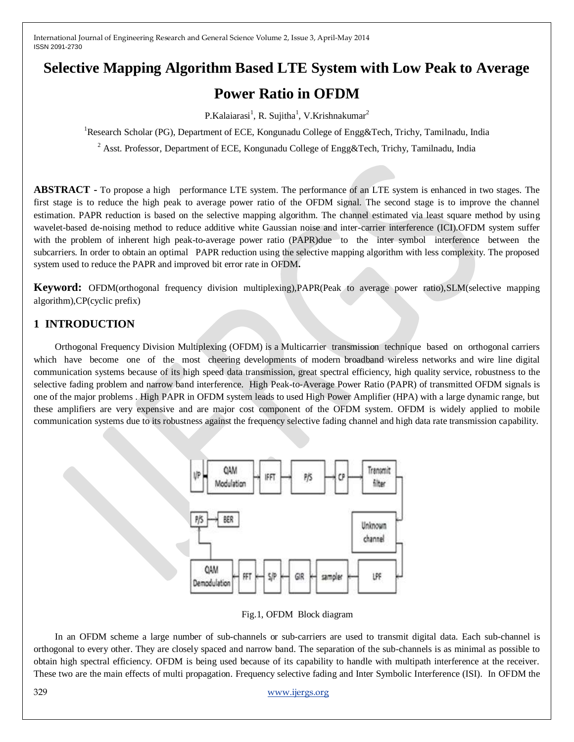# Selective Mapping Algorithm Based LTE System with Low Peak to Average Power Ratio in OFDM

P.Kalaiarasi[1], R. Sujitha[1], V.Krishnakumar[2]

[1]Research Scholar (PG), Department of ECE, Kongunadu College of Engg&Tech, Trichy, Tamilnadu, India

[2] Asst. Professor, Department of ECE, Kongunadu College of Engg&Tech, Trichy, Tamilnadu, India

**ABSTRACT -** To propose a high performance LTE system. The performance of an LTE system is enhanced in two stages. The first stage is to reduce the high peak to average power ratio of the OFDM signal. The second stage is to improve the channel estimation. PAPR reduction is based on the selective mapping algorithm. The channel estimated via least square method by using wavelet-based de-noising method to reduce additive white Gaussian noise and inter-carrier interference (ICI).OFDM system suffer with the problem of inherent high peak-to-average power ratio (PAPR)due to the inter symbol interference between the subcarriers. In order to obtain an optimal PAPR reduction using the selective mapping algorithm with less complexity. The proposed system used to reduce the PAPR and improved bit error rate in OFDM**.**

**Keyword:** OFDM(orthogonal frequency division multiplexing),PAPR(Peak to average power ratio),SLM(selective mapping algorithm),CP(cyclic prefix)

## 1 INTRODUCTION

Orthogonal Frequency Division Multiplexing (OFDM) is a Multicarrier transmission technique based on orthogonal carriers which have become one of the most cheering developments of modern broadband wireless networks and wire line digital communication systems because of its high speed data transmission, great spectral efficiency, high quality service, robustness to the selective fading problem and narrow band interference. High Peak-to-Average Power Ratio (PAPR) of transmitted OFDM signals is one of the major problems . High PAPR in OFDM system leads to used High Power Amplifier (HPA) with a large dynamic range, but these amplifiers are very expensive and are major cost component of the OFDM system. OFDM is widely applied to mobile communication systems due to its robustness against the frequency selective fading channel and high data rate transmission capability.

Fig.1, OFDM Block diagram

In an OFDM scheme a large number of sub-channels or sub-carriers are used to transmit digital data. Each sub-channel is orthogonal to every other. They are closely spaced and narrow band. The separation of the sub-channels is as minimal as possible to obtain high spectral efficiency. OFDM is being used because of its capability to handle with multipath interference at the receiver. These two are the main effects of multi propagation. Frequency selective fading and Inter Symbolic Interference (ISI). In OFDM the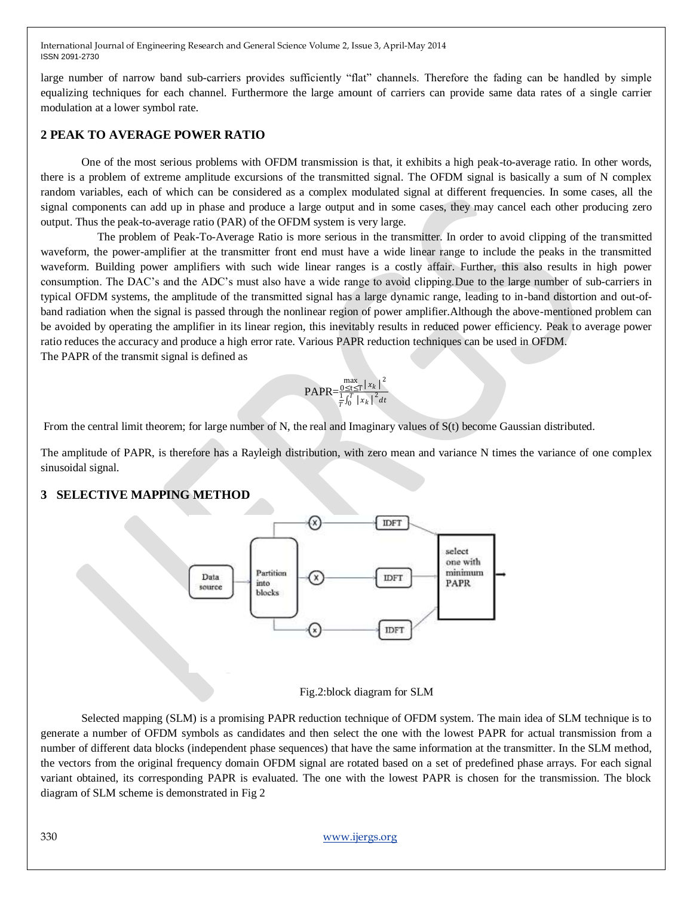large number of narrow band sub-carriers provides sufficiently "flat" channels. Therefore the fading can be handled by simple equalizing techniques for each channel. Furthermore the large amount of carriers can provide same data rates of a single carrier modulation at a lower symbol rate.

## 2 PEAK TO AVERAGE POWER RATIO

One of the most serious problems with OFDM transmission is that, it exhibits a high peak-to-average ratio. In other words, there is a problem of extreme amplitude excursions of the transmitted signal. The OFDM signal is basically a sum of N complex random variables, each of which can be considered as a complex modulated signal at different frequencies. In some cases, all the signal components can add up in phase and produce a large output and in some cases, they may cancel each other producing zero output. Thus the peak-to-average ratio (PAR) of the OFDM system is very large.

The problem of Peak-To-Average Ratio is more serious in the transmitter. In order to avoid clipping of the transmitted waveform, the power-amplifier at the transmitter front end must have a wide linear range to include the peaks in the transmitted waveform. Building power amplifiers with such wide linear ranges is a costly affair. Further, this also results in high power consumption. The DAC's and the ADC's must also have a wide range to avoid clipping.Due to the large number of sub-carriers in typical OFDM systems, the amplitude of the transmitted signal has a large dynamic range, leading to in-band distortion and out-of-band radiation when the signal is passed through the nonlinear region of power amplifier.Although the above-mentioned problem can be avoided by operating the amplifier in its linear region, this inevitably results in reduced power efficiency. Peak to average power ratio reduces the accuracy and produce a high error rate. Various PAPR reduction techniques can be used in OFDM.
The PAPR of the transmit signal is defined as

$$\text{PAPR}=\frac{\max\limits_{0\leq t\leq T}|x_k|^2}{\frac{1}{T}\int_0^T |x_k|^2 dt}$$

From the central limit theorem; for large number of N, the real and Imaginary values of S(t) become Gaussian distributed.

The amplitude of PAPR, is therefore has a Rayleigh distribution, with zero mean and variance N times the variance of one complex sinusoidal signal.

## 3 SELECTIVE MAPPING METHOD

Data source → Partition into blocks → (X) → IDFT → select one with minimum PAPR

Fig.2:block diagram for SLM

Selected mapping (SLM) is a promising PAPR reduction technique of OFDM system. The main idea of SLM technique is to generate a number of OFDM symbols as candidates and then select the one with the lowest PAPR for actual transmission from a number of different data blocks (independent phase sequences) that have the same information at the transmitter. In the SLM method, the vectors from the original frequency domain OFDM signal are rotated based on a set of predefined phase arrays. For each signal variant obtained, its corresponding PAPR is evaluated. The one with the lowest PAPR is chosen for the transmission. The block diagram of SLM scheme is demonstrated in Fig 2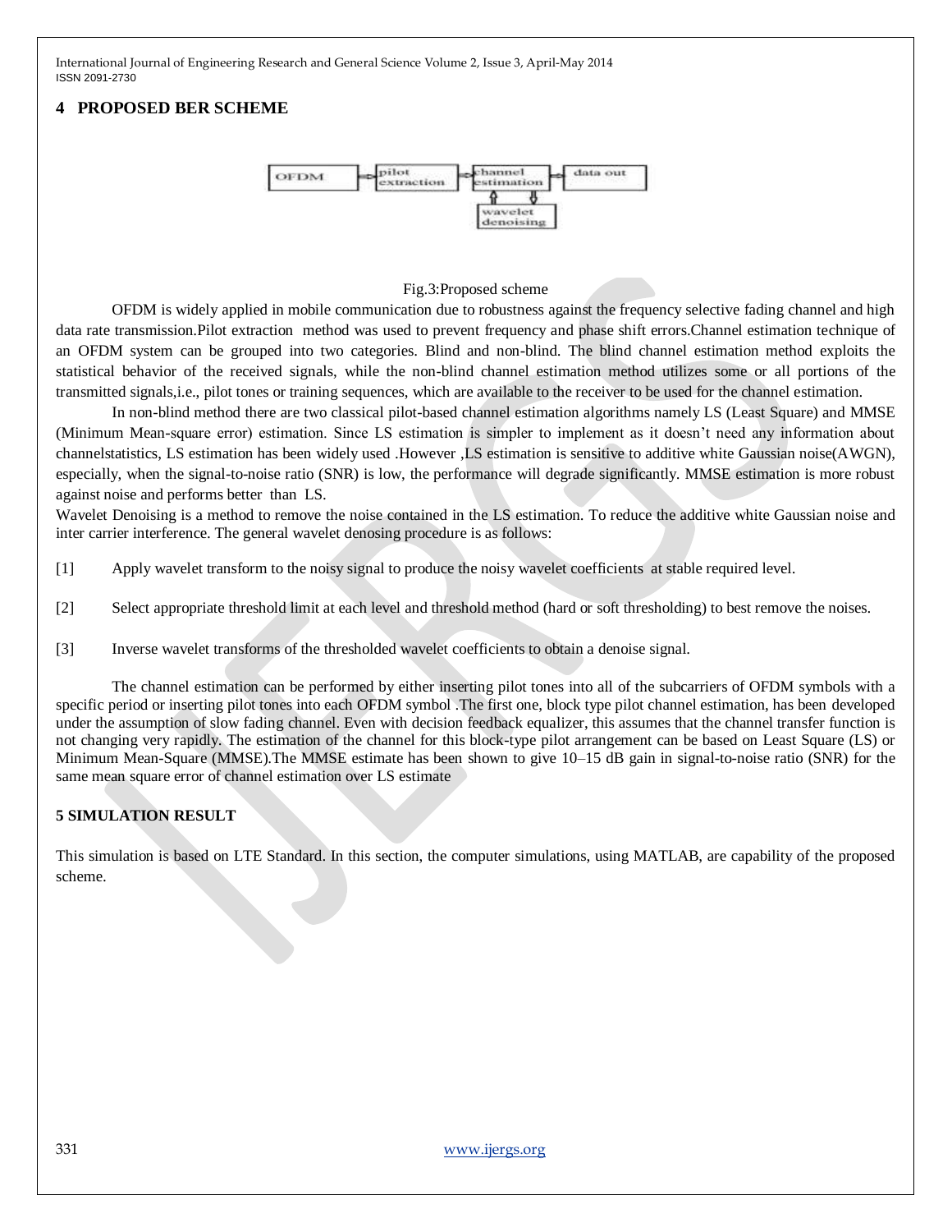## 4 PROPOSED BER SCHEME

Fig.3:Proposed scheme

OFDM is widely applied in mobile communication due to robustness against the frequency selective fading channel and high data rate transmission.Pilot extraction method was used to prevent frequency and phase shift errors.Channel estimation technique of an OFDM system can be grouped into two categories. Blind and non-blind. The blind channel estimation method exploits the statistical behavior of the received signals, while the non-blind channel estimation method utilizes some or all portions of the transmitted signals,i.e., pilot tones or training sequences, which are available to the receiver to be used for the channel estimation.

In non-blind method there are two classical pilot-based channel estimation algorithms namely LS (Least Square) and MMSE (Minimum Mean-square error) estimation. Since LS estimation is simpler to implement as it doesn't need any information about channelstatistics, LS estimation has been widely used .However ,LS estimation is sensitive to additive white Gaussian noise(AWGN), especially, when the signal-to-noise ratio (SNR) is low, the performance will degrade significantly. MMSE estimation is more robust against noise and performs better than LS.

Wavelet Denoising is a method to remove the noise contained in the LS estimation. To reduce the additive white Gaussian noise and inter carrier interference. The general wavelet denosing procedure is as follows:

[1] Apply wavelet transform to the noisy signal to produce the noisy wavelet coefficients at stable required level.

[2] Select appropriate threshold limit at each level and threshold method (hard or soft thresholding) to best remove the noises.

[3] Inverse wavelet transforms of the thresholded wavelet coefficients to obtain a denoise signal.

The channel estimation can be performed by either inserting pilot tones into all of the subcarriers of OFDM symbols with a specific period or inserting pilot tones into each OFDM symbol .The first one, block type pilot channel estimation, has been developed under the assumption of slow fading channel. Even with decision feedback equalizer, this assumes that the channel transfer function is not changing very rapidly. The estimation of the channel for this block-type pilot arrangement can be based on Least Square (LS) or Minimum Mean-Square (MMSE).The MMSE estimate has been shown to give 10–15 dB gain in signal-to-noise ratio (SNR) for the same mean square error of channel estimation over LS estimate

## 5 SIMULATION RESULT

This simulation is based on LTE Standard. In this section, the computer simulations, using MATLAB, are capability of the proposed scheme.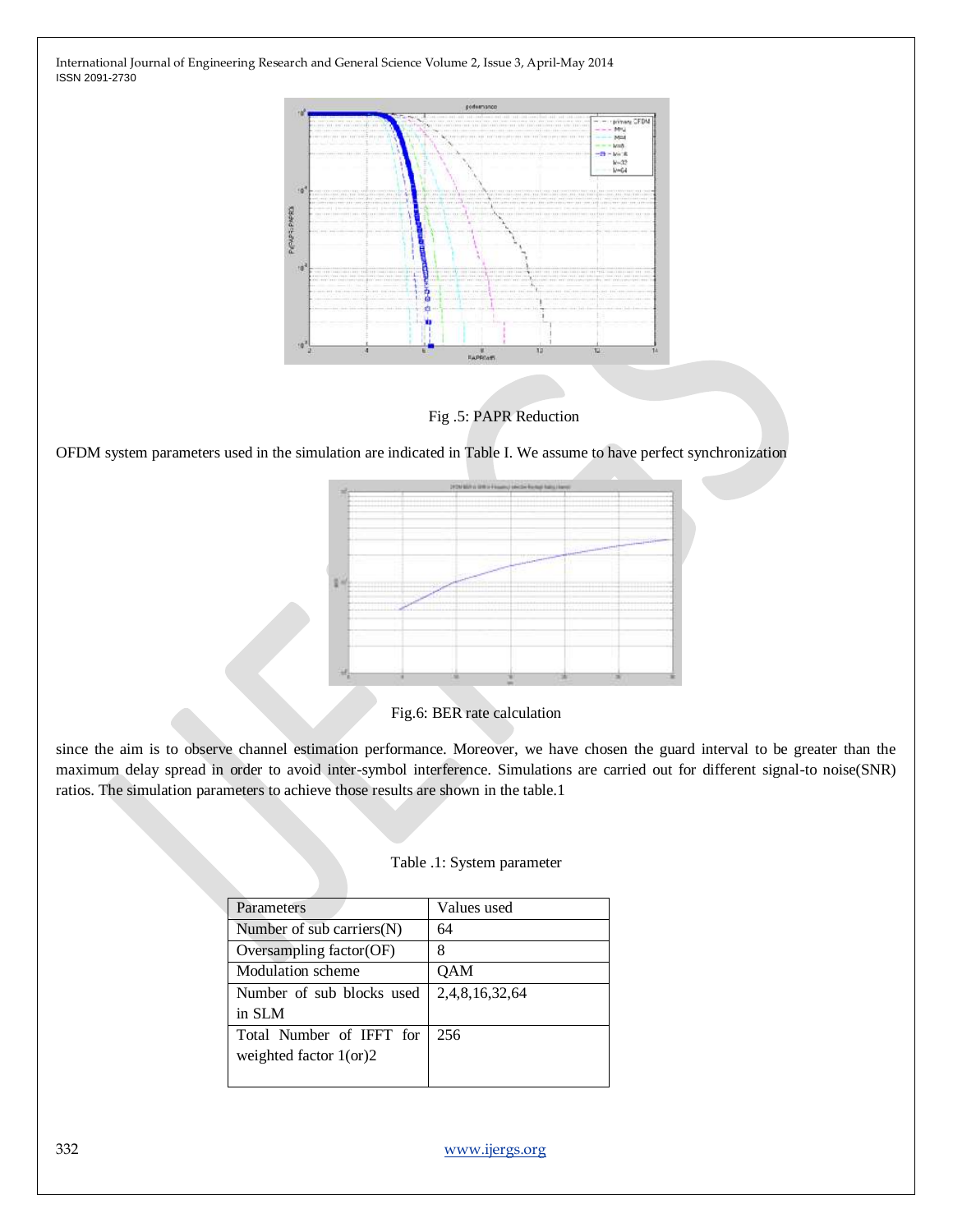Fig .5: PAPR Reduction

OFDM system parameters used in the simulation are indicated in Table I. We assume to have perfect synchronization

Fig.6: BER rate calculation

since the aim is to observe channel estimation performance. Moreover, we have chosen the guard interval to be greater than the maximum delay spread in order to avoid inter-symbol interference. Simulations are carried out for different signal-to noise(SNR) ratios. The simulation parameters to achieve those results are shown in the table.1

Table .1: System parameter

| Parameters | Values used |
|---|---|
| Number of sub carriers(N) | 64 |
| Oversampling factor(OF) | 8 |
| Modulation scheme | QAM |
| Number of sub blocks used in SLM | 2,4,8,16,32,64 |
| Total Number of IFFT for weighted factor 1(or)2 | 256 |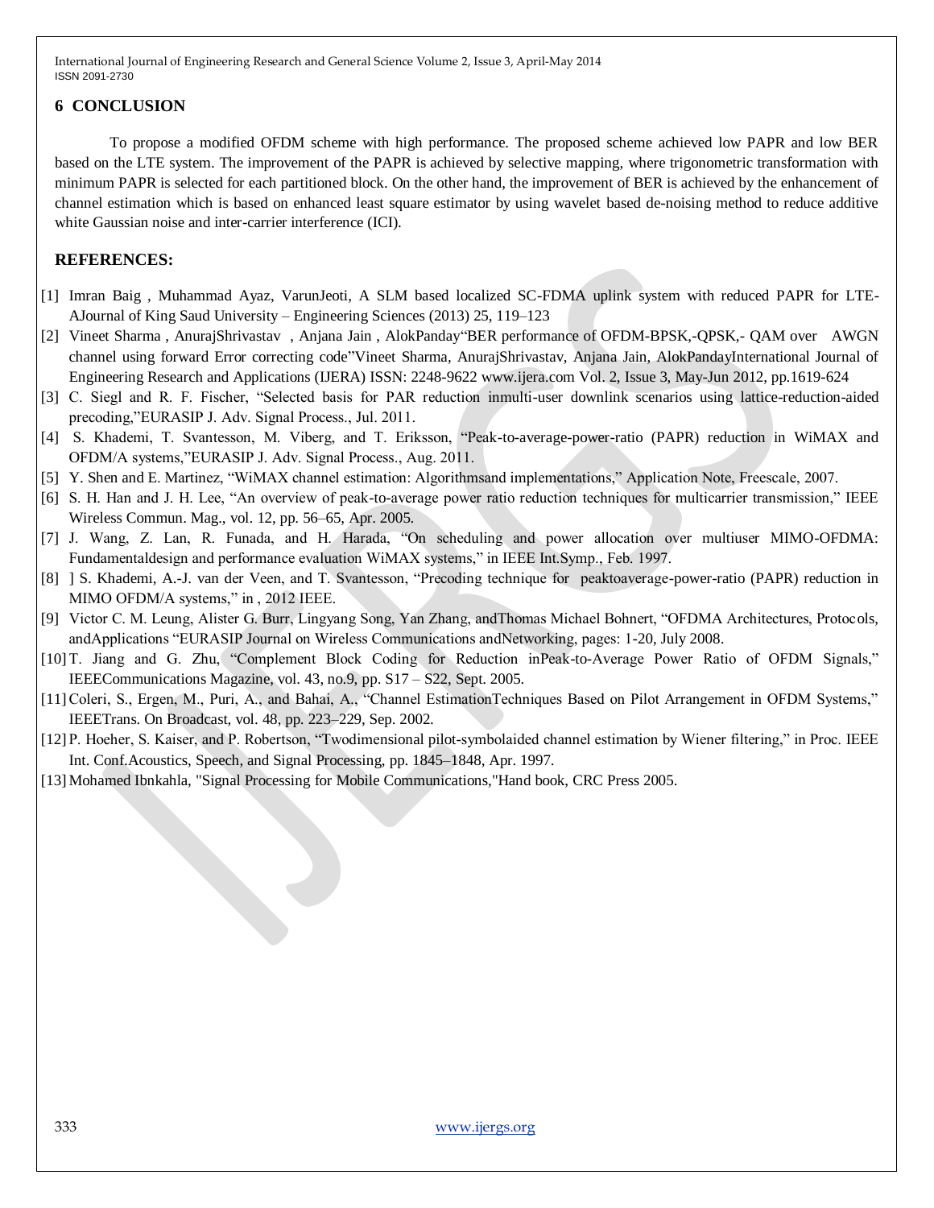## 6 CONCLUSION

To propose a modified OFDM scheme with high performance. The proposed scheme achieved low PAPR and low BER based on the LTE system. The improvement of the PAPR is achieved by selective mapping, where trigonometric transformation with minimum PAPR is selected for each partitioned block. On the other hand, the improvement of BER is achieved by the enhancement of channel estimation which is based on enhanced least square estimator by using wavelet based de-noising method to reduce additive white Gaussian noise and inter-carrier interference (ICI).

## REFERENCES:

[1] Imran Baig , Muhammad Ayaz, VarunJeoti, A SLM based localized SC-FDMA uplink system with reduced PAPR for LTE-AJournal of King Saud University – Engineering Sciences (2013) 25, 119–123

[2] Vineet Sharma , AnurajShrivastav , Anjana Jain , AlokPanday"BER performance of OFDM-BPSK,-QPSK,- QAM over AWGN channel using forward Error correcting code"Vineet Sharma, AnurajShrivastav, Anjana Jain, AlokPandayInternational Journal of Engineering Research and Applications (IJERA) ISSN: 2248-9622 www.ijera.com Vol. 2, Issue 3, May-Jun 2012, pp.1619-624

[3] C. Siegl and R. F. Fischer, "Selected basis for PAR reduction inmulti-user downlink scenarios using lattice-reduction-aided precoding,"EURASIP J. Adv. Signal Process., Jul. 2011.

[4] S. Khademi, T. Svantesson, M. Viberg, and T. Eriksson, "Peak-to-average-power-ratio (PAPR) reduction in WiMAX and OFDM/A systems,"EURASIP J. Adv. Signal Process., Aug. 2011.

[5] Y. Shen and E. Martinez, "WiMAX channel estimation: Algorithmsand implementations," Application Note, Freescale, 2007.

[6] S. H. Han and J. H. Lee, "An overview of peak-to-average power ratio reduction techniques for multicarrier transmission," IEEE Wireless Commun. Mag., vol. 12, pp. 56–65, Apr. 2005.

[7] J. Wang, Z. Lan, R. Funada, and H. Harada, "On scheduling and power allocation over multiuser MIMO-OFDMA: Fundamentaldesign and performance evaluation WiMAX systems," in IEEE Int.Symp., Feb. 1997.

[8] ] S. Khademi, A.-J. van der Veen, and T. Svantesson, "Precoding technique for peaktoaverage-power-ratio (PAPR) reduction in MIMO OFDM/A systems," in , 2012 IEEE.

[9] Victor C. M. Leung, Alister G. Burr, Lingyang Song, Yan Zhang, andThomas Michael Bohnert, "OFDMA Architectures, Protocols, andApplications "EURASIP Journal on Wireless Communications andNetworking, pages: 1-20, July 2008.

[10] T. Jiang and G. Zhu, "Complement Block Coding for Reduction inPeak-to-Average Power Ratio of OFDM Signals," IEEECommunications Magazine, vol. 43, no.9, pp. S17 – S22, Sept. 2005.

[11] Coleri, S., Ergen, M., Puri, A., and Bahai, A., "Channel EstimationTechniques Based on Pilot Arrangement in OFDM Systems," IEEETrans. On Broadcast, vol. 48, pp. 223–229, Sep. 2002.

[12] P. Hoeher, S. Kaiser, and P. Robertson, "Twodimensional pilot-symbolaided channel estimation by Wiener filtering," in Proc. IEEE Int. Conf.Acoustics, Speech, and Signal Processing, pp. 1845–1848, Apr. 1997.

[13] Mohamed Ibnkahla, "Signal Processing for Mobile Communications,"Hand book, CRC Press 2005.